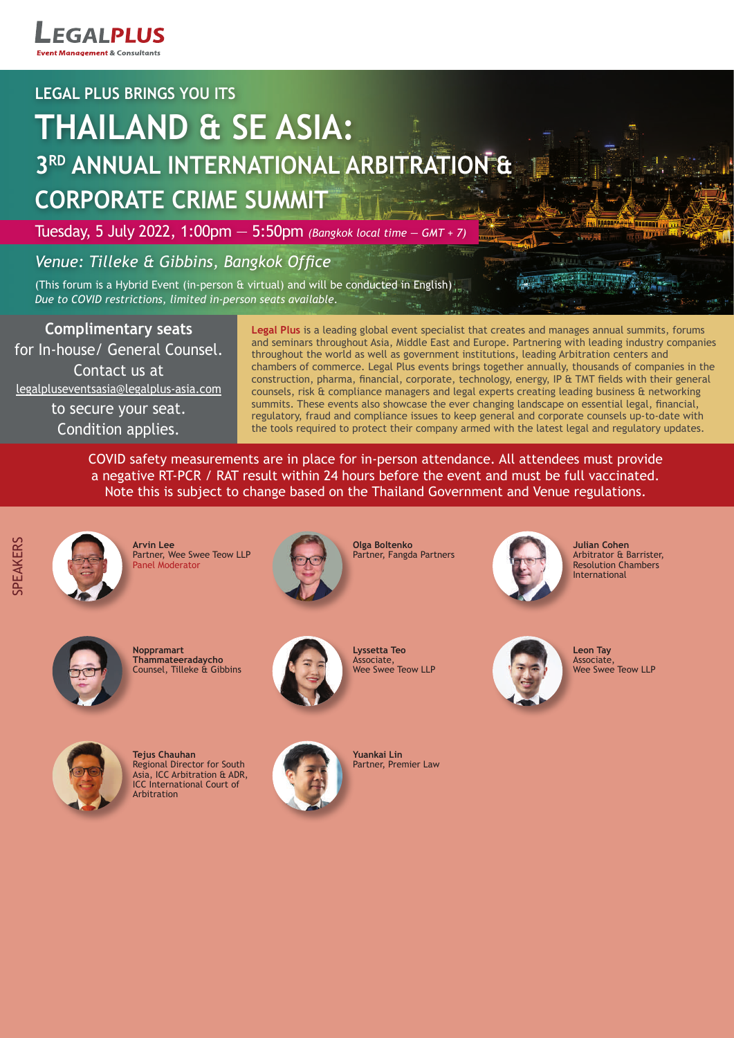**LEGALPLUS**
*Event Management & Consultants*

## LEGAL PLUS BRINGS YOU ITS

# THAILAND & SE ASIA: 3RD ANNUAL INTERNATIONAL ARBITRATION & CORPORATE CRIME SUMMIT

Tuesday, 5 July 2022, 1:00pm — 5:50pm *(Bangkok local time – GMT + 7)*

*Venue: Tilleke & Gibbins, Bangkok Office*

(This forum is a Hybrid Event (in-person & virtual) and will be conducted in English)
*Due to COVID restrictions, limited in-person seats available.*

**Complimentary seats**
for In-house/ General Counsel.
Contact us at
legalpluseventsasia@legalplus-asia.com
to secure your seat.
Condition applies.

**Legal Plus** is a leading global event specialist that creates and manages annual summits, forums and seminars throughout Asia, Middle East and Europe. Partnering with leading industry companies throughout the world as well as government institutions, leading Arbitration centers and chambers of commerce. Legal Plus events brings together annually, thousands of companies in the construction, pharma, financial, corporate, technology, energy, IP & TMT fields with their general counsels, risk & compliance managers and legal experts creating leading business & networking summits. These events also showcase the ever changing landscape on essential legal, financial, regulatory, fraud and compliance issues to keep general and corporate counsels up-to-date with the tools required to protect their company armed with the latest legal and regulatory updates.

COVID safety measurements are in place for in-person attendance. All attendees must provide a negative RT-PCR / RAT result within 24 hours before the event and must be full vaccinated. Note this is subject to change based on the Thailand Government and Venue regulations.

## SPEAKERS

**Arvin Lee**
Partner, Wee Swee Teow LLP
Panel Moderator

**Olga Boltenko**
Partner, Fangda Partners

**Julian Cohen**
Arbitrator & Barrister, Resolution Chambers International

**Noppramart Thammateeradaycho**
Counsel, Tilleke & Gibbins

**Lyssetta Teo**
Associate, Wee Swee Teow LLP

**Leon Tay**
Associate, Wee Swee Teow LLP

**Tejus Chauhan**
Regional Director for South Asia, ICC Arbitration & ADR, ICC International Court of Arbitration

**Yuankai Lin**
Partner, Premier Law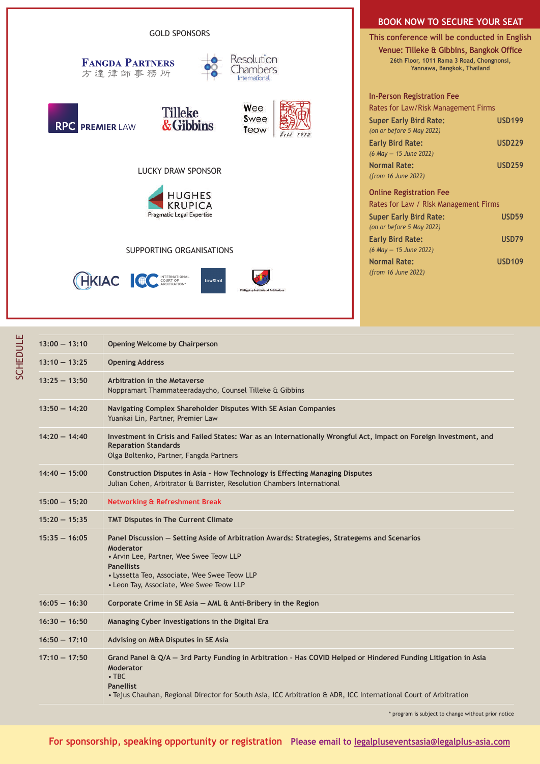## GOLD SPONSORS

Fangda Partners 方達律師事務所

Resolution Chambers International

RPC Premier Law

Tilleke & Gibbins

Wee Swee Teow Estd 1972

## LUCKY DRAW SPONSOR

Hughes Krupica — Pragmatic Legal Expertise

## SUPPORTING ORGANISATIONS

HKIAC

ICC International Court of Arbitration

LawStrat

Philippine Institute of Arbitrators

## BOOK NOW TO SECURE YOUR SEAT

**This conference will be conducted in English**

**Venue: Tilleke & Gibbins, Bangkok Office**

26th Floor, 1011 Rama 3 Road, Chongnonsi, Yannawa, Bangkok, Thailand

### In-Person Registration Fee

Rates for Law/Risk Management Firms

| | |
|---|---|
| **Super Early Bird Rate:** *(on or before 5 May 2022)* | **USD199** |
| **Early Bird Rate:** *(6 May – 15 June 2022)* | **USD229** |
| **Normal Rate:** *(from 16 June 2022)* | **USD259** |

### Online Registration Fee

Rates for Law / Risk Management Firms

| | |
|---|---|
| **Super Early Bird Rate:** *(on or before 5 May 2022)* | **USD59** |
| **Early Bird Rate:** *(6 May – 15 June 2022)* | **USD79** |
| **Normal Rate:** *(from 16 June 2022)* | **USD109** |

## SCHEDULE

| Time | Session |
|---|---|
| 13:00 – 13:10 | **Opening Welcome by Chairperson** |
| 13:10 – 13:25 | **Opening Address** |
| 13:25 – 13:50 | **Arbitration in the Metaverse**<br>Noppramart Thammateeradaycho, Counsel Tilleke & Gibbins |
| 13:50 – 14:20 | **Navigating Complex Shareholder Disputes With SE Asian Companies**<br>Yuankai Lin, Partner, Premier Law |
| 14:20 – 14:40 | **Investment in Crisis and Failed States: War as an Internationally Wrongful Act, Impact on Foreign Investment, and Reparation Standards**<br>Olga Boltenko, Partner, Fangda Partners |
| 14:40 – 15:00 | **Construction Disputes in Asia - How Technology is Effecting Managing Disputes**<br>Julian Cohen, Arbitrator & Barrister, Resolution Chambers International |
| 15:00 – 15:20 | **Networking & Refreshment Break** |
| 15:20 – 15:35 | **TMT Disputes in The Current Climate** |
| 15:35 – 16:05 | **Panel Discussion – Setting Aside of Arbitration Awards: Strategies, Strategems and Scenarios**<br>**Moderator**<br>• Arvin Lee, Partner, Wee Swee Teow LLP<br>**Panellists**<br>• Lyssetta Teo, Associate, Wee Swee Teow LLP<br>• Leon Tay, Associate, Wee Swee Teow LLP |
| 16:05 – 16:30 | **Corporate Crime in SE Asia – AML & Anti-Bribery in the Region** |
| 16:30 – 16:50 | **Managing Cyber Investigations in the Digital Era** |
| 16:50 – 17:10 | **Advising on M&A Disputes in SE Asia** |
| 17:10 – 17:50 | **Grand Panel & Q/A – 3rd Party Funding in Arbitration - Has COVID Helped or Hindered Funding Litigation in Asia**<br>**Moderator**<br>• TBC<br>**Panellist**<br>• Tejus Chauhan, Regional Director for South Asia, ICC Arbitration & ADR, ICC International Court of Arbitration |

\* program is subject to change without prior notice

**For sponsorship, speaking opportunity or registration** Please email to legalpluseventsasia@legalplus-asia.com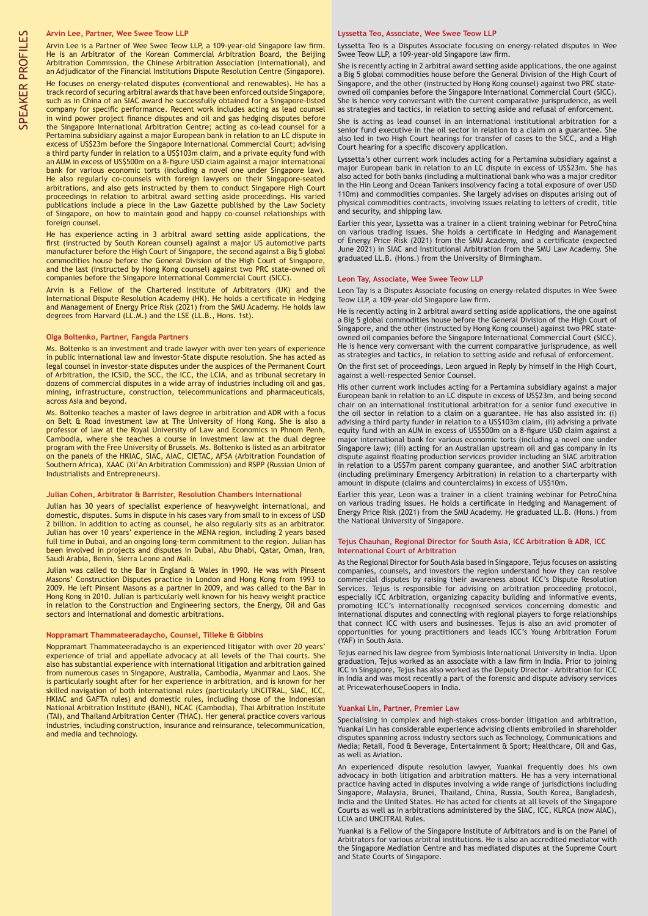# SPEAKER PROFILES

### Arvin Lee, Partner, Wee Swee Teow LLP

Arvin Lee is a Partner of Wee Swee Teow LLP, a 109-year-old Singapore law firm. He is an Arbitrator of the Korean Commercial Arbitration Board, the Beijing Arbitration Commission, the Chinese Arbitration Association (International), and an Adjudicator of the Financial Institutions Dispute Resolution Centre (Singapore).

He focuses on energy-related disputes (conventional and renewables). He has a track record of securing arbitral awards that have been enforced outside Singapore, such as in China of an SIAC award he successfully obtained for a Singapore-listed company for specific performance. Recent work includes acting as lead counsel in wind power project finance disputes and oil and gas hedging disputes before the Singapore International Arbitration Centre; acting as co-lead counsel for a Pertamina subsidiary against a major European bank in relation to an LC dispute in excess of US$23m before the Singapore International Commercial Court; advising a third party funder in relation to a US$103m claim, and a private equity fund with an AUM in excess of US$500m on a 8-figure USD claim against a major international bank for various economic torts (including a novel one under Singapore law). He also regularly co-counsels with foreign lawyers on their Singapore-seated arbitrations, and also gets instructed by them to conduct Singapore High Court proceedings in relation to arbitral award setting aside proceedings. His varied publications include a piece in the Law Gazette published by the Law Society of Singapore, on how to maintain good and happy co-counsel relationships with foreign counsel.

He has experience acting in 3 arbitral award setting aside applications, the first (instructed by South Korean counsel) against a major US automotive parts manufacturer before the High Court of Singapore, the second against a Big 5 global commodities house before the General Division of the High Court of Singapore, and the last (instructed by Hong Kong counsel) against two PRC state-owned oil companies before the Singapore International Commercial Court (SICC).

Arvin is a Fellow of the Chartered Institute of Arbitrators (UK) and the International Dispute Resolution Academy (HK). He holds a certificate in Hedging and Management of Energy Price Risk (2021) from the SMU Academy. He holds law degrees from Harvard (LL.M.) and the LSE (LL.B., Hons. 1st).

### Olga Boltenko, Partner, Fangda Partners

Ms. Boltenko is an investment and trade lawyer with over ten years of experience in public international law and investor-State dispute resolution. She has acted as legal counsel in investor-state disputes under the auspices of the Permanent Court of Arbitration, the ICSID, the SCC, the ICC, the LCIA, and as tribunal secretary in dozens of commercial disputes in a wide array of industries including oil and gas, mining, infrastructure, construction, telecommunications and pharmaceuticals, across Asia and beyond.

Ms. Boltenko teaches a master of laws degree in arbitration and ADR with a focus on Belt & Road investment law at The University of Hong Kong. She is also a professor of law at the Royal University of Law and Economics in Phnom Penh, Cambodia, where she teaches a course in investment law at the dual degree program with the Free University of Brussels. Ms. Boltenko is listed as an arbitrator on the panels of the HKIAC, SIAC, AIAC, CIETAC, AFSA (Arbitration Foundation of Southern Africa), XAAC (Xi'An Arbitration Commission) and RSPP (Russian Union of Industrialists and Entrepreneurs).

### Julian Cohen, Arbitrator & Barrister, Resolution Chambers International

Julian has 30 years of specialist experience of heavyweight international, and domestic, disputes. Sums in dispute in his cases vary from small to in excess of USD 2 billion. In addition to acting as counsel, he also regularly sits as an arbitrator. Julian has over 10 years' experience in the MENA region, including 2 years based full time in Dubai, and an ongoing long-term commitment to the region. Julian has been involved in projects and disputes in Dubai, Abu Dhabi, Qatar, Oman, Iran, Saudi Arabia, Benin, Sierra Leone and Mali.

Julian was called to the Bar in England & Wales in 1990. He was with Pinsent Masons' Construction Disputes practice in London and Hong Kong from 1993 to 2009. He left Pinsent Masons as a partner in 2009, and was called to the Bar in Hong Kong in 2010. Julian is particularly well known for his heavy weight practice in relation to the Construction and Engineering sectors, the Energy, Oil and Gas sectors and International and domestic arbitrations.

### Noppramart Thammateeradaycho, Counsel, Tilleke & Gibbins

Noppramart Thammateeradaycho is an experienced litigator with over 20 years' experience of trial and appellate advocacy at all levels of the Thai courts. She also has substantial experience with international litigation and arbitration gained from numerous cases in Singapore, Australia, Cambodia, Myanmar and Laos. She is particularly sought after for her experience in arbitration, and is known for her skilled navigation of both international rules (particularly UNCITRAL, SIAC, ICC, HKIAC and GAFTA rules) and domestic rules, including those of the Indonesian National Arbitration Institute (BANI), NCAC (Cambodia), Thai Arbitration Institute (TAI), and Thailand Arbitration Center (THAC). Her general practice covers various industries, including construction, insurance and reinsurance, telecommunication, and media and technology.

### Lyssetta Teo, Associate, Wee Swee Teow LLP

Lyssetta Teo is a Disputes Associate focusing on energy-related disputes in Wee Swee Teow LLP, a 109-year-old Singapore law firm.

She is recently acting in 2 arbitral award setting aside applications, the one against a Big 5 global commodities house before the General Division of the High Court of Singapore, and the other (instructed by Hong Kong counsel) against two PRC state-owned oil companies before the Singapore International Commercial Court (SICC). She is hence very conversant with the current comparative jurisprudence, as well as strategies and tactics, in relation to setting aside and refusal of enforcement.

She is acting as lead counsel in an international institutional arbitration for a senior fund executive in the oil sector in relation to a claim on a guarantee. She also led in two High Court hearings for transfer of cases to the SICC, and a High Court hearing for a specific discovery application.

Lyssetta's other current work includes acting for a Pertamina subsidiary against a major European bank in relation to an LC dispute in excess of US$23m. She has also acted for both banks (including a multinational bank who was a major creditor in the Hin Leong and Ocean Tankers insolvency facing a total exposure of over USD 110m) and commodities companies. She largely advises on disputes arising out of physical commodities contracts, involving issues relating to letters of credit, title and security, and shipping law.

Earlier this year, Lyssetta was a trainer in a client training webinar for PetroChina on various trading issues. She holds a certificate in Hedging and Management of Energy Price Risk (2021) from the SMU Academy, and a certificate (expected June 2021) in SIAC and Institutional Arbitration from the SMU Law Academy. She graduated LL.B. (Hons.) from the University of Birmingham.

### Leon Tay, Associate, Wee Swee Teow LLP

Leon Tay is a Disputes Associate focusing on energy-related disputes in Wee Swee Teow LLP, a 109-year-old Singapore law firm.

He is recently acting in 2 arbitral award setting aside applications, the one against a Big 5 global commodities house before the General Division of the High Court of Singapore, and the other (instructed by Hong Kong counsel) against two PRC state-owned oil companies before the Singapore International Commercial Court (SICC). He is hence very conversant with the current comparative jurisprudence, as well as strategies and tactics, in relation to setting aside and refusal of enforcement.

On the first set of proceedings, Leon argued in Reply by himself in the High Court, against a well-respected Senior Counsel.

His other current work includes acting for a Pertamina subsidiary against a major European bank in relation to an LC dispute in excess of US$23m, and being second chair on an international institutional arbitration for a senior fund executive in the oil sector in relation to a claim on a guarantee. He has also assisted in: (i) advising a third party funder in relation to a US$103m claim, (ii) advising a private equity fund with an AUM in excess of US$500m on a 8-figure USD claim against a major international bank for various economic torts (including a novel one under Singapore law); (iii) acting for an Australian upstream oil and gas company in its dispute against floating production services provider including an SIAC arbitration in relation to a US$7m parent company guarantee, and another SIAC arbitration (including preliminary Emergency Arbitration) in relation to a charterparty with amount in dispute (claims and counterclaims) in excess of US$10m.

Earlier this year, Leon was a trainer in a client training webinar for PetroChina on various trading issues. He holds a certificate in Hedging and Management of Energy Price Risk (2021) from the SMU Academy. He graduated LL.B. (Hons.) from the National University of Singapore.

### Tejus Chauhan, Regional Director for South Asia, ICC Arbitration & ADR, ICC International Court of Arbitration

As the Regional Director for South Asia based in Singapore, Tejus focuses on assisting companies, counsels, and investors the region understand how they can resolve commercial disputes by raising their awareness about ICC's Dispute Resolution Services. Tejus is responsible for advising on arbitration proceeding protocol, especially ICC Arbitration, organizing capacity building and informative events, promoting ICC's internationally recognised services concerning domestic and international disputes and connecting with regional players to forge relationships that connect ICC with users and businesses. Tejus is also an avid promoter of opportunities for young practitioners and leads ICC's Young Arbitration Forum (YAF) in South Asia.

Tejus earned his law degree from Symbiosis International University in India. Upon graduation, Tejus worked as an associate with a law firm in India. Prior to joining ICC in Singapore, Tejus has also worked as the Deputy Director - Arbitration for ICC in India and was most recently a part of the forensic and dispute advisory services at PricewaterhouseCoopers in India.

### Yuankai Lin, Partner, Premier Law

Specialising in complex and high-stakes cross-border litigation and arbitration, Yuankai Lin has considerable experience advising clients embroiled in shareholder disputes spanning across industry sectors such as Technology, Communications and Media; Retail, Food & Beverage, Entertainment & Sport; Healthcare, Oil and Gas, as well as Aviation.

An experienced dispute resolution lawyer, Yuankai frequently does his own advocacy in both litigation and arbitration matters. He has a very international practice having acted in disputes involving a wide range of jurisdictions including Singapore, Malaysia, Brunei, Thailand, China, Russia, South Korea, Bangladesh, India and the United States. He has acted for clients at all levels of the Singapore Courts as well as in arbitrations administered by the SIAC, ICC, KLRCA (now AIAC), LCIA and UNCITRAL Rules.

Yuankai is a Fellow of the Singapore Institute of Arbitrators and is on the Panel of Arbitrators for various arbitral institutions. He is also an accredited mediator with the Singapore Mediation Centre and has mediated disputes at the Supreme Court and State Courts of Singapore.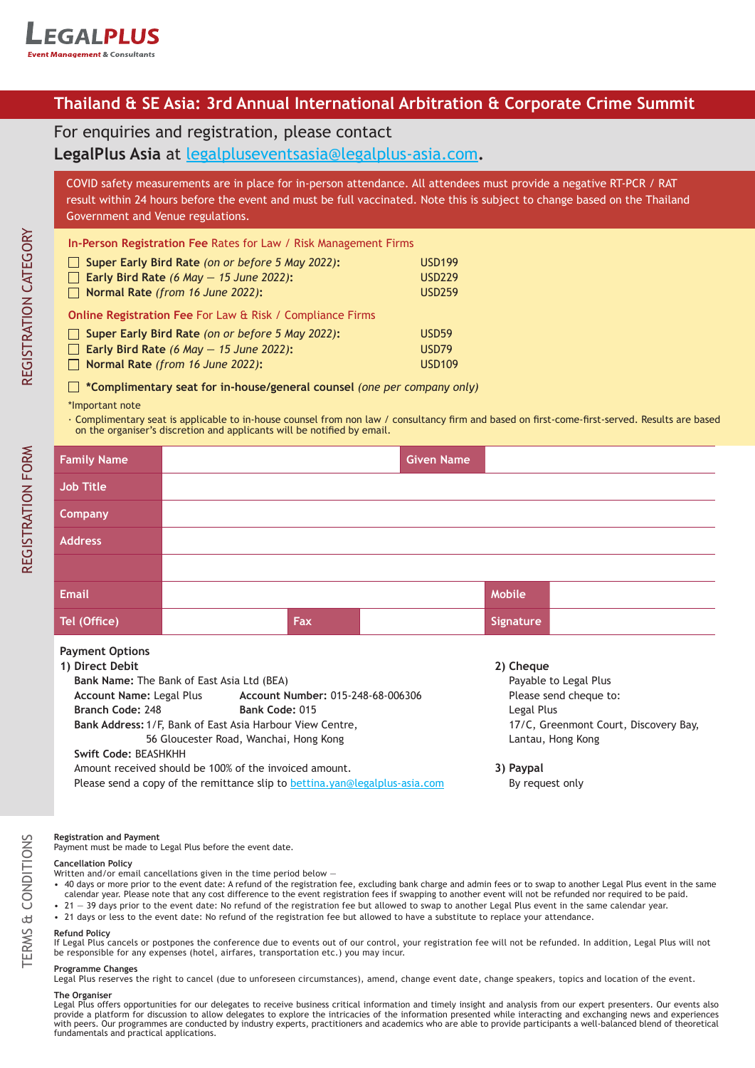LEGALPLUS
Event Management & Consultants

# Thailand & SE Asia: 3rd Annual International Arbitration & Corporate Crime Summit

For enquiries and registration, please contact
**LegalPlus Asia** at legalpluseventsasia@legalplus-asia.com.

COVID safety measurements are in place for in-person attendance. All attendees must provide a negative RT-PCR / RAT result within 24 hours before the event and must be full vaccinated. Note this is subject to change based on the Thailand Government and Venue regulations.

## REGISTRATION CATEGORY

**In-Person Registration Fee** Rates for Law / Risk Management Firms

- ☐ **Super Early Bird Rate** *(on or before 5 May 2022)*: USD199
- ☐ **Early Bird Rate** *(6 May – 15 June 2022)*: USD229
- ☐ **Normal Rate** *(from 16 June 2022)*: USD259

**Online Registration Fee** For Law & Risk / Compliance Firms

- ☐ **Super Early Bird Rate** *(on or before 5 May 2022)*: USD59
- ☐ **Early Bird Rate** *(6 May – 15 June 2022)*: USD79
- ☐ **Normal Rate** *(from 16 June 2022)*: USD109

☐ ***Complimentary seat for in-house/general counsel** *(one per company only)*

*Important note
· Complimentary seat is applicable to in-house counsel from non law / consultancy firm and based on first-come-first-served. Results are based on the organiser's discretion and applicants will be notified by email.

## REGISTRATION FORM

| | | | | | |
|---|---|---|---|---|---|
| **Family Name** | | | **Given Name** | | |
| **Job Title** | | | | | |
| **Company** | | | | | |
| **Address** | | | | | |
| | | | | | |
| **Email** | | | | **Mobile** | |
| **Tel (Office)** | | **Fax** | | **Signature** | |

**Payment Options**

**1) Direct Debit**
**Bank Name:** The Bank of East Asia Ltd (BEA)
**Account Name:** Legal Plus **Account Number:** 015-248-68-006306
**Branch Code:** 248 **Bank Code:** 015
**Bank Address:** 1/F, Bank of East Asia Harbour View Centre, 56 Gloucester Road, Wanchai, Hong Kong
**Swift Code:** BEASHKHH
Amount received should be 100% of the invoiced amount.
Please send a copy of the remittance slip to bettina.yan@legalplus-asia.com

**2) Cheque**
Payable to Legal Plus
Please send cheque to:
Legal Plus
17/C, Greenmont Court, Discovery Bay,
Lantau, Hong Kong

**3) Paypal**
By request only

## TERMS & CONDITIONS

**Registration and Payment**
Payment must be made to Legal Plus before the event date.

**Cancellation Policy**
Written and/or email cancellations given in the time period below –

- 40 days or more prior to the event date: A refund of the registration fee, excluding bank charge and admin fees or to swap to another Legal Plus event in the same calendar year. Please note that any cost difference to the event registration fees if swapping to another event will not be refunded nor required to be paid.
- 21 – 39 days prior to the event date: No refund of the registration fee but allowed to swap to another Legal Plus event in the same calendar year.
- 21 days or less to the event date: No refund of the registration fee but allowed to have a substitute to replace your attendance.

**Refund Policy**
If Legal Plus cancels or postpones the conference due to events out of our control, your registration fee will not be refunded. In addition, Legal Plus will not be responsible for any expenses (hotel, airfares, transportation etc.) you may incur.

**Programme Changes**
Legal Plus reserves the right to cancel (due to unforeseen circumstances), amend, change event date, change speakers, topics and location of the event.

**The Organiser**
Legal Plus offers opportunities for our delegates to receive business critical information and timely insight and analysis from our expert presenters. Our events also provide a platform for discussion to allow delegates to explore the intricacies of the information presented while interacting and exchanging news and experiences with peers. Our programmes are conducted by industry experts, practitioners and academics who are able to provide participants a well-balanced blend of theoretical fundamentals and practical applications.